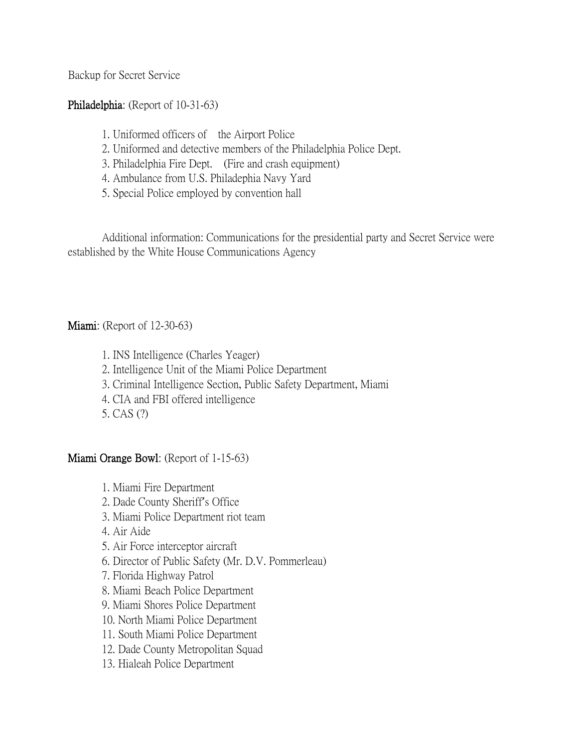Backup for Secret Service

**Philadelphia**: (Report of 10-31-63)

1. Uniformed officers of the Airport Police
2. Uniformed and detective members of the Philadelphia Police Dept.
3. Philadelphia Fire Dept. (Fire and crash equipment)
4. Ambulance from U.S. Philadephia Navy Yard
5. Special Police employed by convention hall

Additional information: Communications for the presidential party and Secret Service were established by the White House Communications Agency

**Miami**: (Report of 12-30-63)

1. INS Intelligence (Charles Yeager)
2. Intelligence Unit of the Miami Police Department
3. Criminal Intelligence Section, Public Safety Department, Miami
4. CIA and FBI offered intelligence
5. CAS (?)

**Miami Orange Bowl**: (Report of 1-15-63)

1. Miami Fire Department
2. Dade County Sheriff's Office
3. Miami Police Department riot team
4. Air Aide
5. Air Force interceptor aircraft
6. Director of Public Safety (Mr. D.V. Pommerleau)
7. Florida Highway Patrol
8. Miami Beach Police Department
9. Miami Shores Police Department
10. North Miami Police Department
11. South Miami Police Department
12. Dade County Metropolitan Squad
13. Hialeah Police Department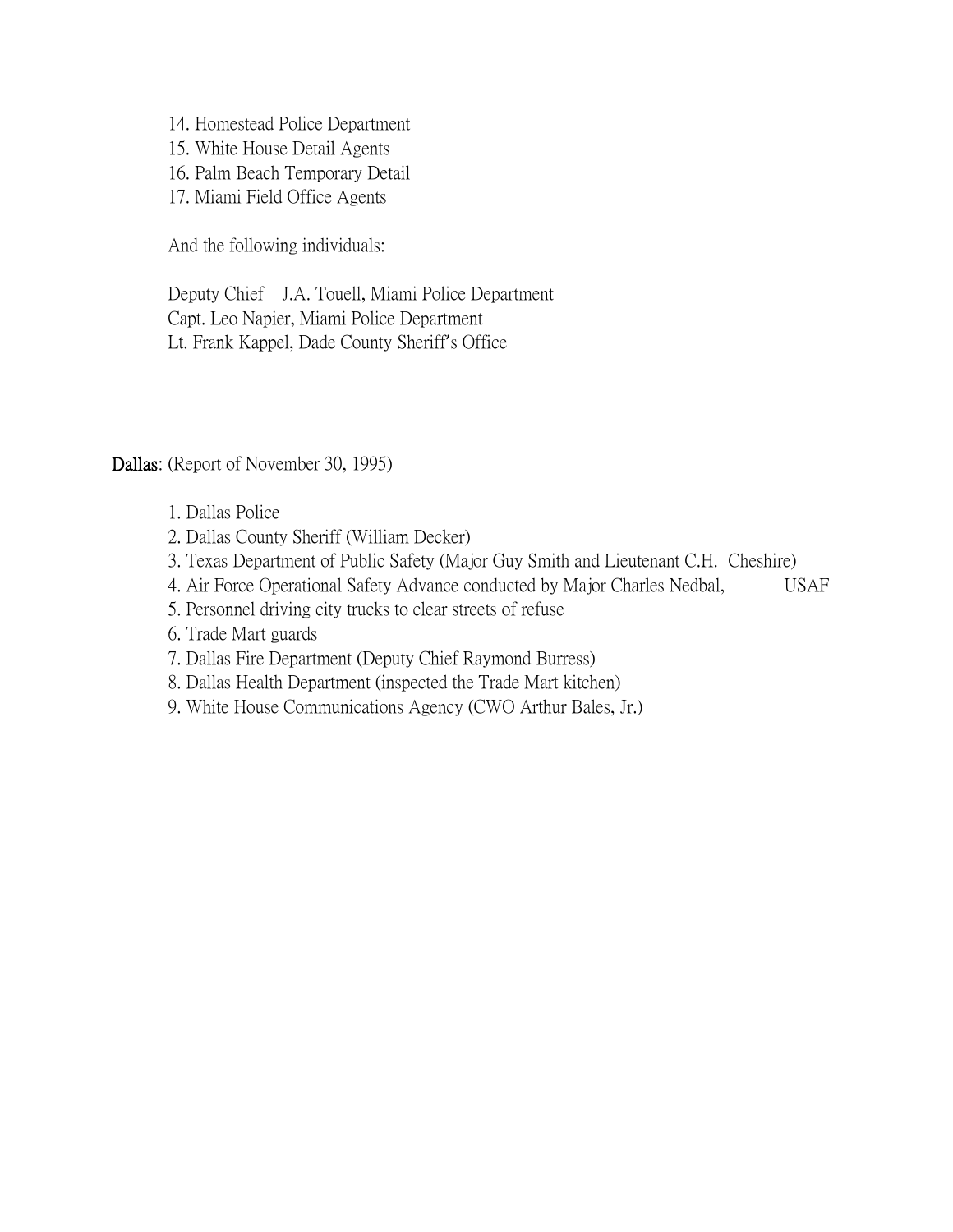14. Homestead Police Department
15. White House Detail Agents
16. Palm Beach Temporary Detail
17. Miami Field Office Agents

And the following individuals:

Deputy Chief J.A. Touell, Miami Police Department
Capt. Leo Napier, Miami Police Department
Lt. Frank Kappel, Dade County Sheriff's Office

**Dallas**: (Report of November 30, 1995)

1. Dallas Police
2. Dallas County Sheriff (William Decker)
3. Texas Department of Public Safety (Major Guy Smith and Lieutenant C.H. Cheshire)
4. Air Force Operational Safety Advance conducted by Major Charles Nedbal, USAF
5. Personnel driving city trucks to clear streets of refuse
6. Trade Mart guards
7. Dallas Fire Department (Deputy Chief Raymond Burress)
8. Dallas Health Department (inspected the Trade Mart kitchen)
9. White House Communications Agency (CWO Arthur Bales, Jr.)